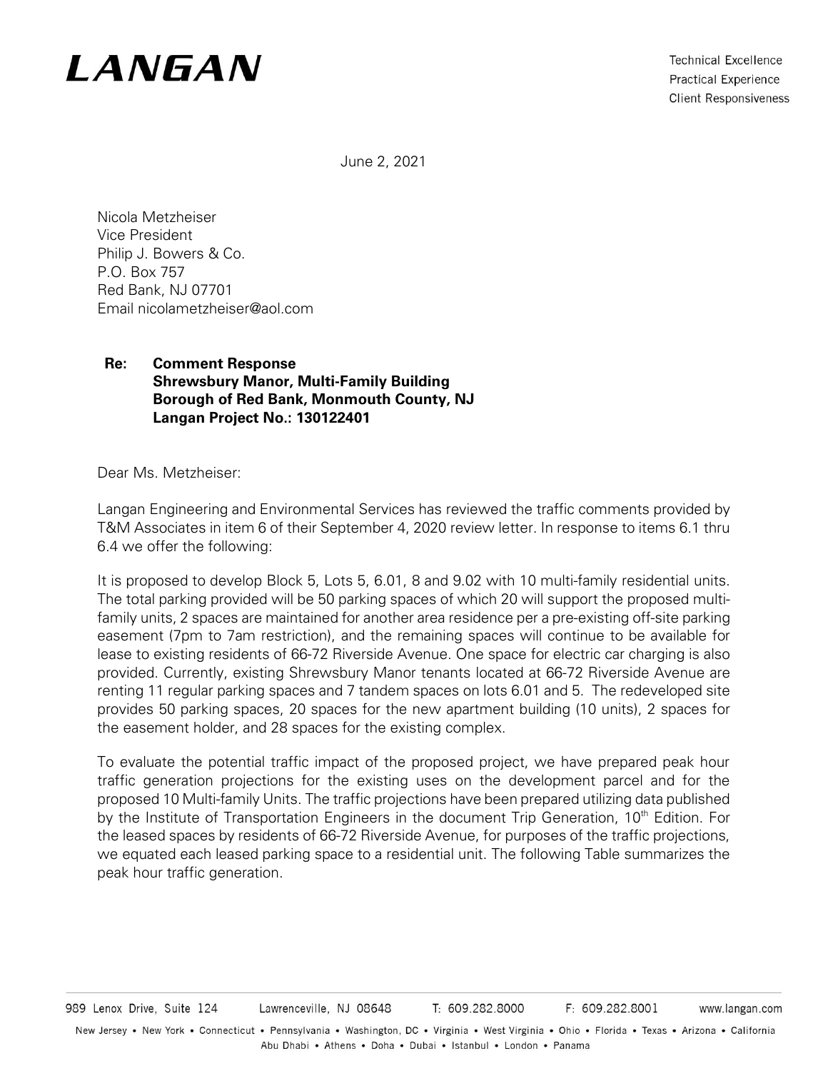# LANGAN

Technical Excellence
Practical Experience
Client Responsiveness

June 2, 2021

Nicola Metzheiser
Vice President
Philip J. Bowers & Co.
P.O. Box 757
Red Bank, NJ 07701
Email nicolametzheiser@aol.com

**Re: Comment Response**
**Shrewsbury Manor, Multi-Family Building**
**Borough of Red Bank, Monmouth County, NJ**
**Langan Project No.: 130122401**

Dear Ms. Metzheiser:

Langan Engineering and Environmental Services has reviewed the traffic comments provided by T&M Associates in item 6 of their September 4, 2020 review letter. In response to items 6.1 thru 6.4 we offer the following:

It is proposed to develop Block 5, Lots 5, 6.01, 8 and 9.02 with 10 multi-family residential units. The total parking provided will be 50 parking spaces of which 20 will support the proposed multi-family units, 2 spaces are maintained for another area residence per a pre-existing off-site parking easement (7pm to 7am restriction), and the remaining spaces will continue to be available for lease to existing residents of 66-72 Riverside Avenue. One space for electric car charging is also provided. Currently, existing Shrewsbury Manor tenants located at 66-72 Riverside Avenue are renting 11 regular parking spaces and 7 tandem spaces on lots 6.01 and 5. The redeveloped site provides 50 parking spaces, 20 spaces for the new apartment building (10 units), 2 spaces for the easement holder, and 28 spaces for the existing complex.

To evaluate the potential traffic impact of the proposed project, we have prepared peak hour traffic generation projections for the existing uses on the development parcel and for the proposed 10 Multi-family Units. The traffic projections have been prepared utilizing data published by the Institute of Transportation Engineers in the document Trip Generation, 10th Edition. For the leased spaces by residents of 66-72 Riverside Avenue, for purposes of the traffic projections, we equated each leased parking space to a residential unit. The following Table summarizes the peak hour traffic generation.

989 Lenox Drive, Suite 124 Lawrenceville, NJ 08648 T: 609.282.8000 F: 609.282.8001 www.langan.com

New Jersey • New York • Connecticut • Pennsylvania • Washington, DC • Virginia • West Virginia • Ohio • Florida • Texas • Arizona • California
Abu Dhabi • Athens • Doha • Dubai • Istanbul • London • Panama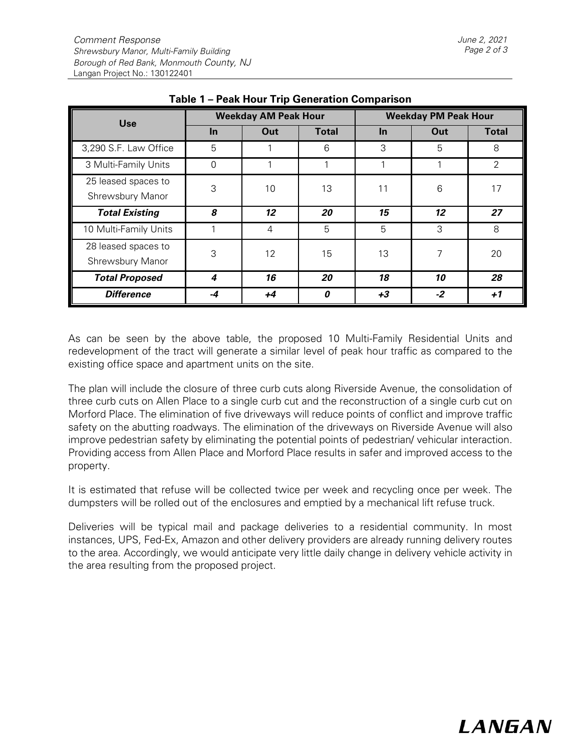**Table 1 – Peak Hour Trip Generation Comparison**

| Use | Weekday AM Peak Hour | | | Weekday PM Peak Hour | | |
|---|---|---|---|---|---|---|
| | In | Out | Total | In | Out | Total |
| 3,290 S.F. Law Office | 5 | 1 | 6 | 3 | 5 | 8 |
| 3 Multi-Family Units | 0 | 1 | 1 | 1 | 1 | 2 |
| 25 leased spaces to Shrewsbury Manor | 3 | 10 | 13 | 11 | 6 | 17 |
| ***Total Existing*** | ***8*** | ***12*** | ***20*** | ***15*** | ***12*** | ***27*** |
| 10 Multi-Family Units | 1 | 4 | 5 | 5 | 3 | 8 |
| 28 leased spaces to Shrewsbury Manor | 3 | 12 | 15 | 13 | 7 | 20 |
| ***Total Proposed*** | ***4*** | ***16*** | ***20*** | ***18*** | ***10*** | ***28*** |
| ***Difference*** | ***-4*** | ***+4*** | ***0*** | ***+3*** | ***-2*** | ***+1*** |

As can be seen by the above table, the proposed 10 Multi-Family Residential Units and redevelopment of the tract will generate a similar level of peak hour traffic as compared to the existing office space and apartment units on the site.

The plan will include the closure of three curb cuts along Riverside Avenue, the consolidation of three curb cuts on Allen Place to a single curb cut and the reconstruction of a single curb cut on Morford Place. The elimination of five driveways will reduce points of conflict and improve traffic safety on the abutting roadways. The elimination of the driveways on Riverside Avenue will also improve pedestrian safety by eliminating the potential points of pedestrian/ vehicular interaction. Providing access from Allen Place and Morford Place results in safer and improved access to the property.

It is estimated that refuse will be collected twice per week and recycling once per week. The dumpsters will be rolled out of the enclosures and emptied by a mechanical lift refuse truck.

Deliveries will be typical mail and package deliveries to a residential community. In most instances, UPS, Fed-Ex, Amazon and other delivery providers are already running delivery routes to the area. Accordingly, we would anticipate very little daily change in delivery vehicle activity in the area resulting from the proposed project.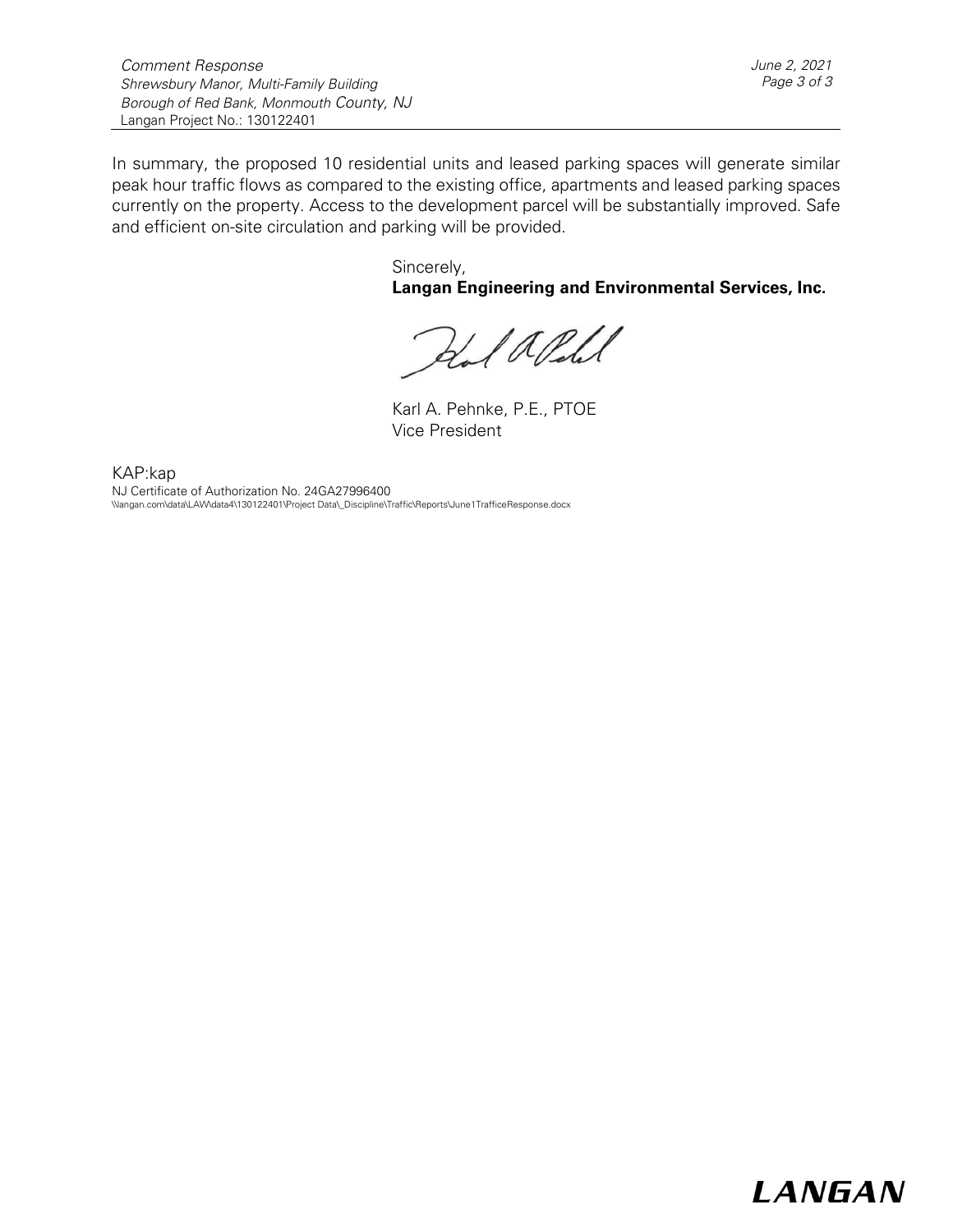In summary, the proposed 10 residential units and leased parking spaces will generate similar peak hour traffic flows as compared to the existing office, apartments and leased parking spaces currently on the property. Access to the development parcel will be substantially improved. Safe and efficient on-site circulation and parking will be provided.

Sincerely,
**Langan Engineering and Environmental Services, Inc.**

Karl A. Pehnke, P.E., PTOE
Vice President

KAP:kap
NJ Certificate of Authorization No. 24GA27996400
\\langan.com\data\LAW\data4\130122401\Project Data\_Discipline\Traffic\Reports\June1TrafficeResponse.docx